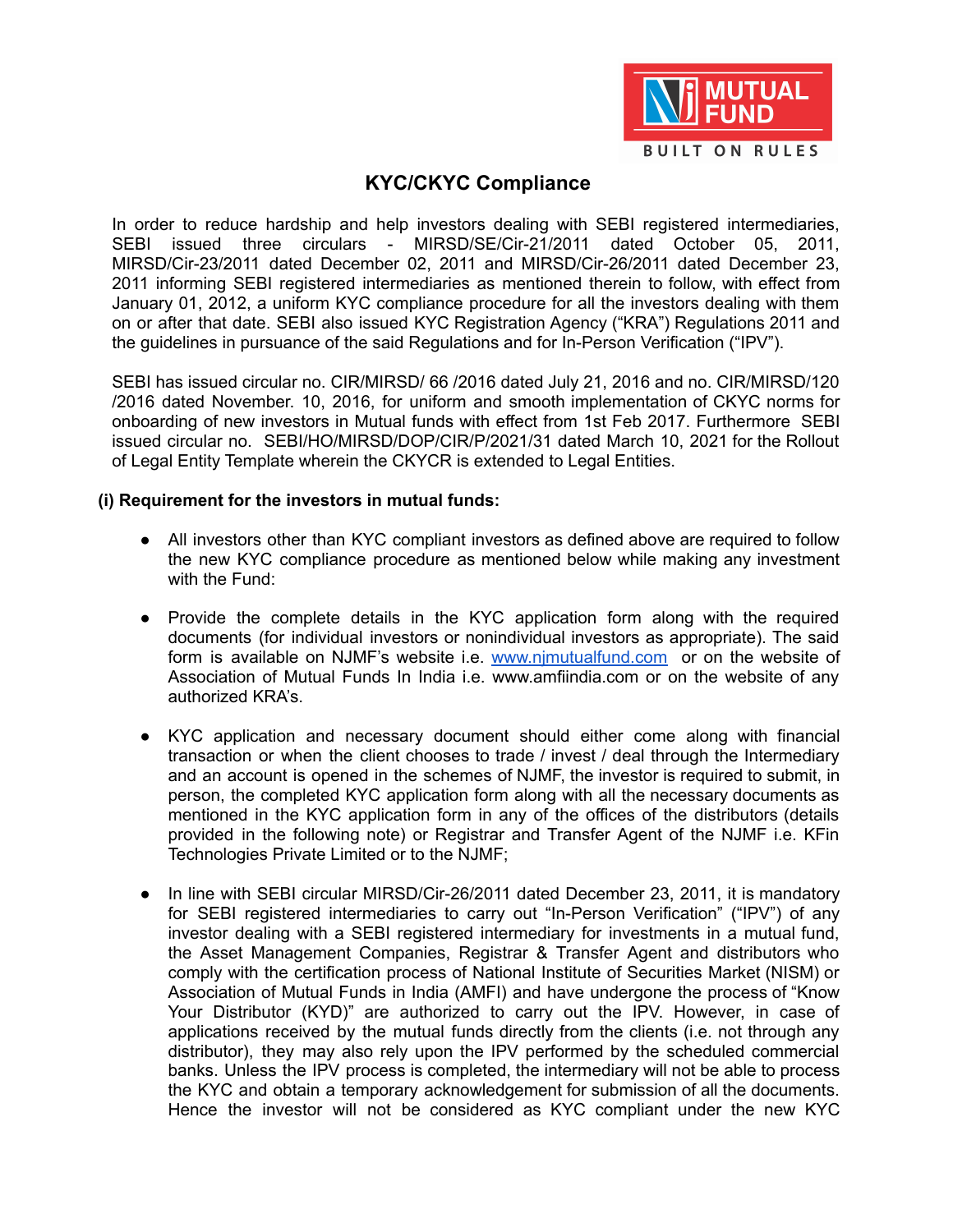# KYC/CKYC Compliance

In order to reduce hardship and help investors dealing with SEBI registered intermediaries, SEBI issued three circulars - MIRSD/SE/Cir-21/2011 dated October 05, 2011, MIRSD/Cir-23/2011 dated December 02, 2011 and MIRSD/Cir-26/2011 dated December 23, 2011 informing SEBI registered intermediaries as mentioned therein to follow, with effect from January 01, 2012, a uniform KYC compliance procedure for all the investors dealing with them on or after that date. SEBI also issued KYC Registration Agency ("KRA") Regulations 2011 and the guidelines in pursuance of the said Regulations and for In-Person Verification ("IPV").

SEBI has issued circular no. CIR/MIRSD/ 66 /2016 dated July 21, 2016 and no. CIR/MIRSD/120 /2016 dated November. 10, 2016, for uniform and smooth implementation of CKYC norms for onboarding of new investors in Mutual funds with effect from 1st Feb 2017. Furthermore SEBI issued circular no. SEBI/HO/MIRSD/DOP/CIR/P/2021/31 dated March 10, 2021 for the Rollout of Legal Entity Template wherein the CKYCR is extended to Legal Entities.

**(i) Requirement for the investors in mutual funds:**

- All investors other than KYC compliant investors as defined above are required to follow the new KYC compliance procedure as mentioned below while making any investment with the Fund:

- Provide the complete details in the KYC application form along with the required documents (for individual investors or nonindividual investors as appropriate). The said form is available on NJMF's website i.e. [www.njmutualfund.com](http://www.njmutualfund.com) or on the website of Association of Mutual Funds In India i.e. www.amfiindia.com or on the website of any authorized KRA's.

- KYC application and necessary document should either come along with financial transaction or when the client chooses to trade / invest / deal through the Intermediary and an account is opened in the schemes of NJMF, the investor is required to submit, in person, the completed KYC application form along with all the necessary documents as mentioned in the KYC application form in any of the offices of the distributors (details provided in the following note) or Registrar and Transfer Agent of the NJMF i.e. KFin Technologies Private Limited or to the NJMF;

- In line with SEBI circular MIRSD/Cir-26/2011 dated December 23, 2011, it is mandatory for SEBI registered intermediaries to carry out "In-Person Verification" ("IPV") of any investor dealing with a SEBI registered intermediary for investments in a mutual fund, the Asset Management Companies, Registrar & Transfer Agent and distributors who comply with the certification process of National Institute of Securities Market (NISM) or Association of Mutual Funds in India (AMFI) and have undergone the process of "Know Your Distributor (KYD)" are authorized to carry out the IPV. However, in case of applications received by the mutual funds directly from the clients (i.e. not through any distributor), they may also rely upon the IPV performed by the scheduled commercial banks. Unless the IPV process is completed, the intermediary will not be able to process the KYC and obtain a temporary acknowledgement for submission of all the documents. Hence the investor will not be considered as KYC compliant under the new KYC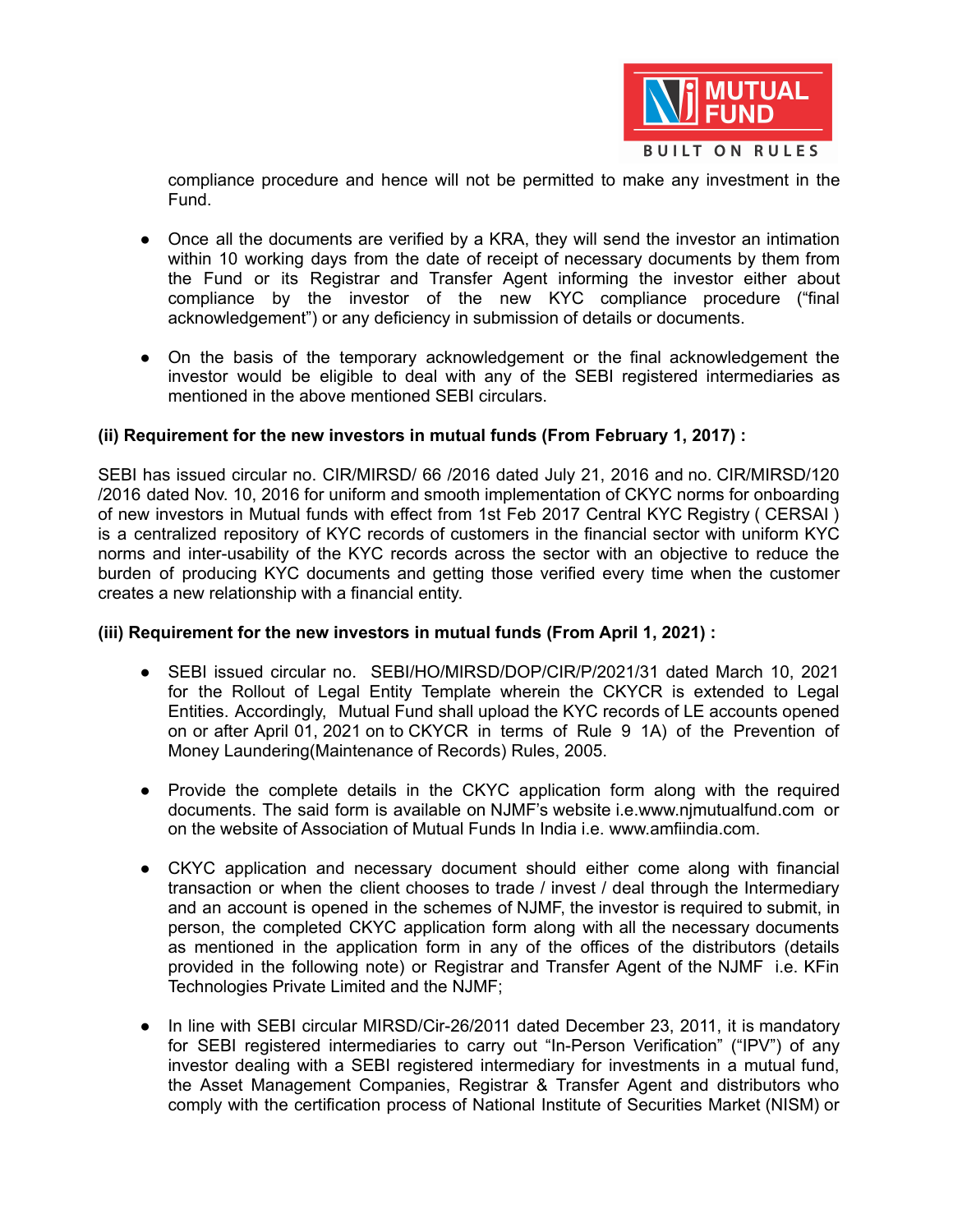compliance procedure and hence will not be permitted to make any investment in the Fund.

- Once all the documents are verified by a KRA, they will send the investor an intimation within 10 working days from the date of receipt of necessary documents by them from the Fund or its Registrar and Transfer Agent informing the investor either about compliance by the investor of the new KYC compliance procedure ("final acknowledgement") or any deficiency in submission of details or documents.

- On the basis of the temporary acknowledgement or the final acknowledgement the investor would be eligible to deal with any of the SEBI registered intermediaries as mentioned in the above mentioned SEBI circulars.

**(ii) Requirement for the new investors in mutual funds (From February 1, 2017) :**

SEBI has issued circular no. CIR/MIRSD/ 66 /2016 dated July 21, 2016 and no. CIR/MIRSD/120 /2016 dated Nov. 10, 2016 for uniform and smooth implementation of CKYC norms for onboarding of new investors in Mutual funds with effect from 1st Feb 2017 Central KYC Registry ( CERSAI ) is a centralized repository of KYC records of customers in the financial sector with uniform KYC norms and inter-usability of the KYC records across the sector with an objective to reduce the burden of producing KYC documents and getting those verified every time when the customer creates a new relationship with a financial entity.

**(iii) Requirement for the new investors in mutual funds (From April 1, 2021) :**

- SEBI issued circular no. SEBI/HO/MIRSD/DOP/CIR/P/2021/31 dated March 10, 2021 for the Rollout of Legal Entity Template wherein the CKYCR is extended to Legal Entities. Accordingly, Mutual Fund shall upload the KYC records of LE accounts opened on or after April 01, 2021 on to CKYCR in terms of Rule 9 1A) of the Prevention of Money Laundering(Maintenance of Records) Rules, 2005.

- Provide the complete details in the CKYC application form along with the required documents. The said form is available on NJMF's website i.e.www.njmutualfund.com or on the website of Association of Mutual Funds In India i.e. www.amfiindia.com.

- CKYC application and necessary document should either come along with financial transaction or when the client chooses to trade / invest / deal through the Intermediary and an account is opened in the schemes of NJMF, the investor is required to submit, in person, the completed CKYC application form along with all the necessary documents as mentioned in the application form in any of the offices of the distributors (details provided in the following note) or Registrar and Transfer Agent of the NJMF i.e. KFin Technologies Private Limited and the NJMF;

- In line with SEBI circular MIRSD/Cir-26/2011 dated December 23, 2011, it is mandatory for SEBI registered intermediaries to carry out "In-Person Verification" ("IPV") of any investor dealing with a SEBI registered intermediary for investments in a mutual fund, the Asset Management Companies, Registrar & Transfer Agent and distributors who comply with the certification process of National Institute of Securities Market (NISM) or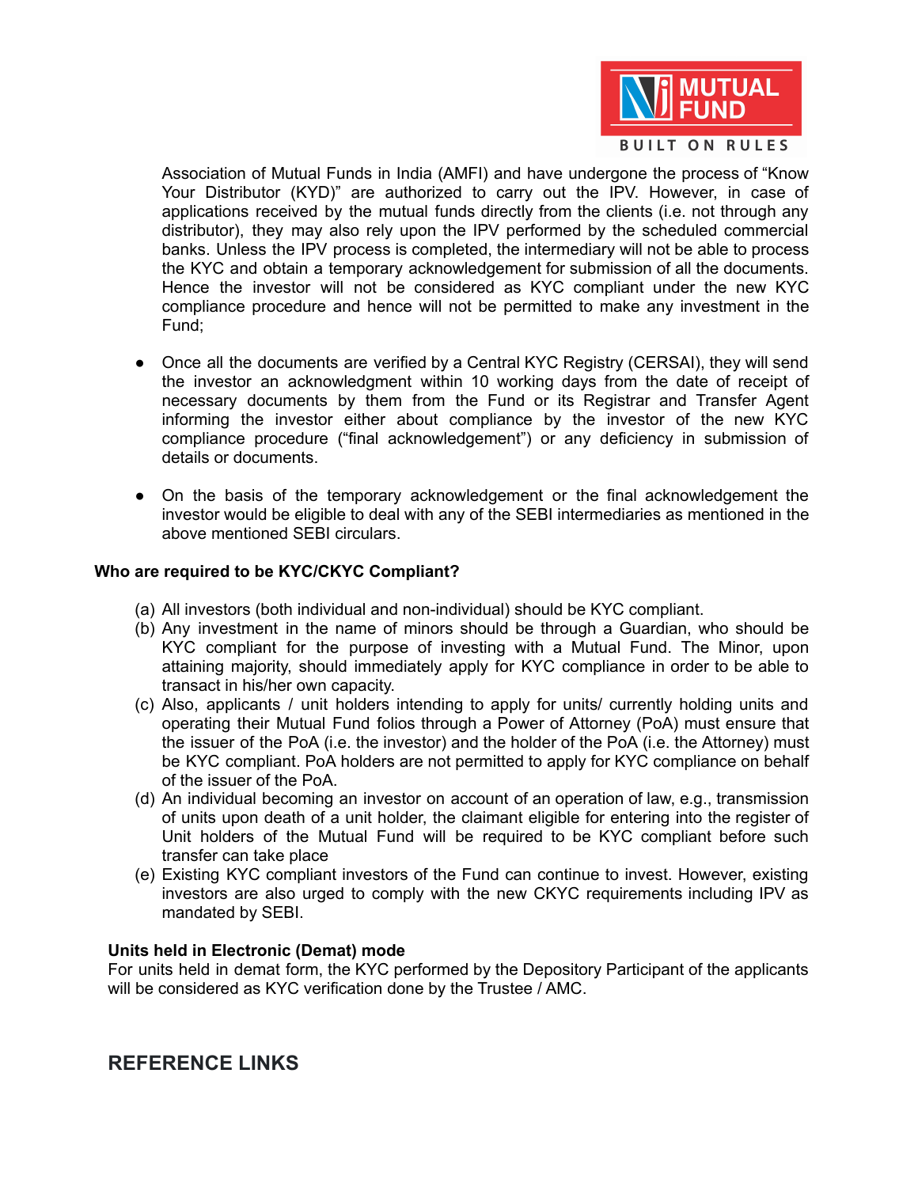Association of Mutual Funds in India (AMFI) and have undergone the process of "Know Your Distributor (KYD)" are authorized to carry out the IPV. However, in case of applications received by the mutual funds directly from the clients (i.e. not through any distributor), they may also rely upon the IPV performed by the scheduled commercial banks. Unless the IPV process is completed, the intermediary will not be able to process the KYC and obtain a temporary acknowledgement for submission of all the documents. Hence the investor will not be considered as KYC compliant under the new KYC compliance procedure and hence will not be permitted to make any investment in the Fund;

- Once all the documents are verified by a Central KYC Registry (CERSAI), they will send the investor an acknowledgment within 10 working days from the date of receipt of necessary documents by them from the Fund or its Registrar and Transfer Agent informing the investor either about compliance by the investor of the new KYC compliance procedure ("final acknowledgement") or any deficiency in submission of details or documents.

- On the basis of the temporary acknowledgement or the final acknowledgement the investor would be eligible to deal with any of the SEBI intermediaries as mentioned in the above mentioned SEBI circulars.

**Who are required to be KYC/CKYC Compliant?**

(a) All investors (both individual and non-individual) should be KYC compliant.
(b) Any investment in the name of minors should be through a Guardian, who should be KYC compliant for the purpose of investing with a Mutual Fund. The Minor, upon attaining majority, should immediately apply for KYC compliance in order to be able to transact in his/her own capacity.
(c) Also, applicants / unit holders intending to apply for units/ currently holding units and operating their Mutual Fund folios through a Power of Attorney (PoA) must ensure that the issuer of the PoA (i.e. the investor) and the holder of the PoA (i.e. the Attorney) must be KYC compliant. PoA holders are not permitted to apply for KYC compliance on behalf of the issuer of the PoA.
(d) An individual becoming an investor on account of an operation of law, e.g., transmission of units upon death of a unit holder, the claimant eligible for entering into the register of Unit holders of the Mutual Fund will be required to be KYC compliant before such transfer can take place
(e) Existing KYC compliant investors of the Fund can continue to invest. However, existing investors are also urged to comply with the new CKYC requirements including IPV as mandated by SEBI.

**Units held in Electronic (Demat) mode**

For units held in demat form, the KYC performed by the Depository Participant of the applicants will be considered as KYC verification done by the Trustee / AMC.

## REFERENCE LINKS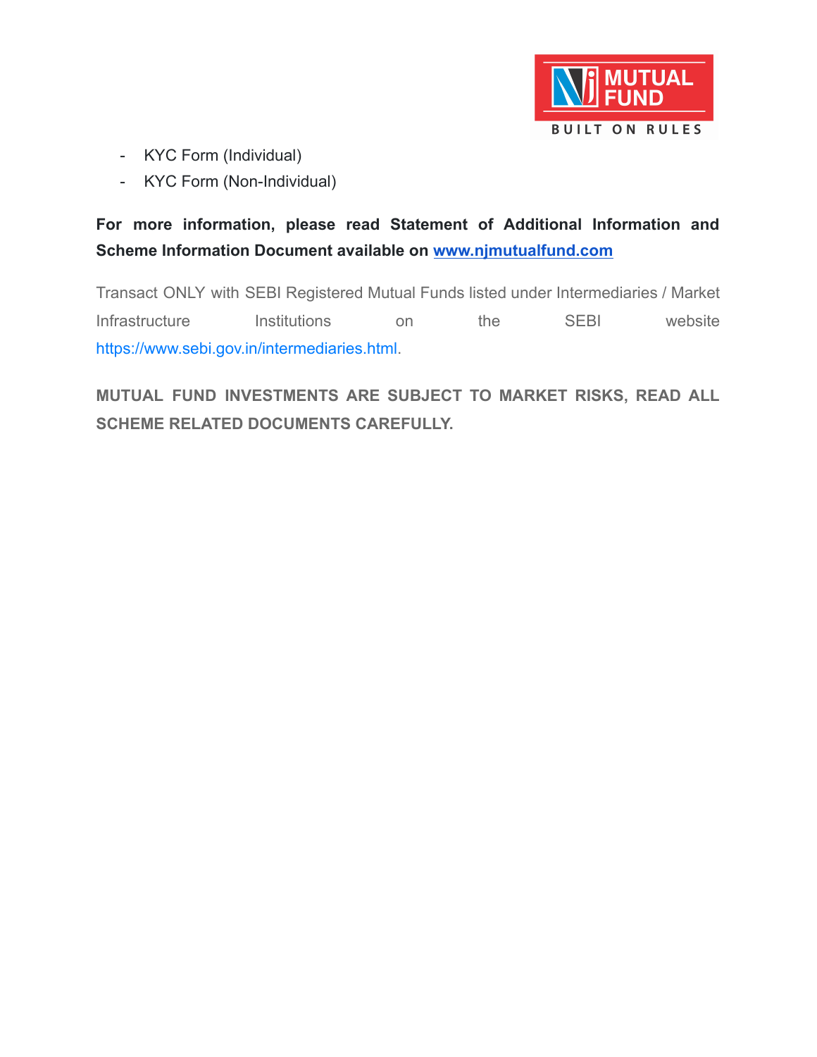- KYC Form (Individual)
- KYC Form (Non-Individual)

**For more information, please read Statement of Additional Information and Scheme Information Document available on [www.njmutualfund.com](http://www.njmutualfund.com)**

Transact ONLY with SEBI Registered Mutual Funds listed under Intermediaries / Market Infrastructure Institutions on the SEBI website https://www.sebi.gov.in/intermediaries.html.

**MUTUAL FUND INVESTMENTS ARE SUBJECT TO MARKET RISKS, READ ALL SCHEME RELATED DOCUMENTS CAREFULLY.**